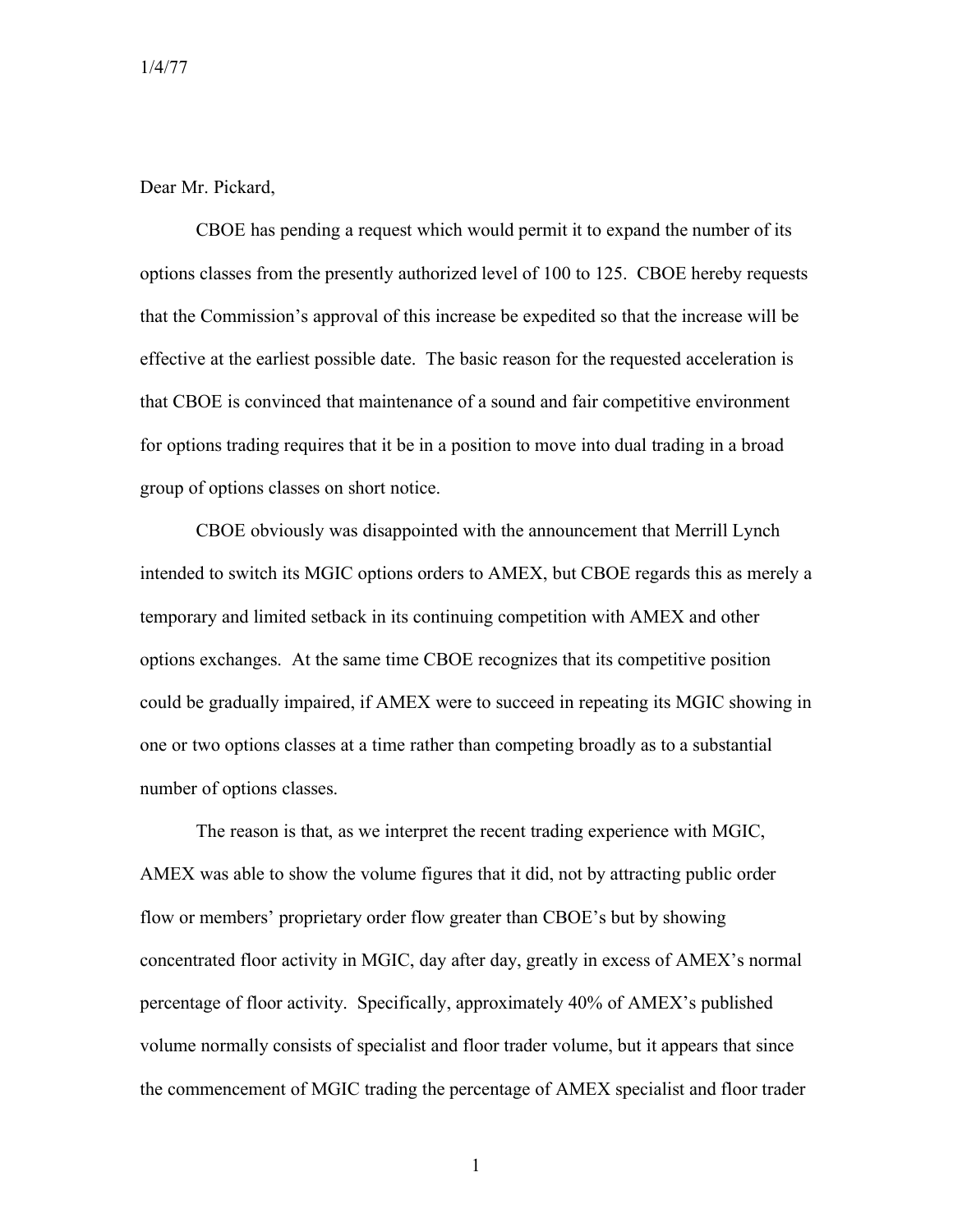1/4/77

Dear Mr. Pickard,

CBOE has pending a request which would permit it to expand the number of its options classes from the presently authorized level of 100 to 125. CBOE hereby requests that the Commission's approval of this increase be expedited so that the increase will be effective at the earliest possible date. The basic reason for the requested acceleration is that CBOE is convinced that maintenance of a sound and fair competitive environment for options trading requires that it be in a position to move into dual trading in a broad group of options classes on short notice.

CBOE obviously was disappointed with the announcement that Merrill Lynch intended to switch its MGIC options orders to AMEX, but CBOE regards this as merely a temporary and limited setback in its continuing competition with AMEX and other options exchanges. At the same time CBOE recognizes that its competitive position could be gradually impaired, if AMEX were to succeed in repeating its MGIC showing in one or two options classes at a time rather than competing broadly as to a substantial number of options classes.

The reason is that, as we interpret the recent trading experience with MGIC, AMEX was able to show the volume figures that it did, not by attracting public order flow or members' proprietary order flow greater than CBOE's but by showing concentrated floor activity in MGIC, day after day, greatly in excess of AMEX's normal percentage of floor activity. Specifically, approximately 40% of AMEX's published volume normally consists of specialist and floor trader volume, but it appears that since the commencement of MGIC trading the percentage of AMEX specialist and floor trader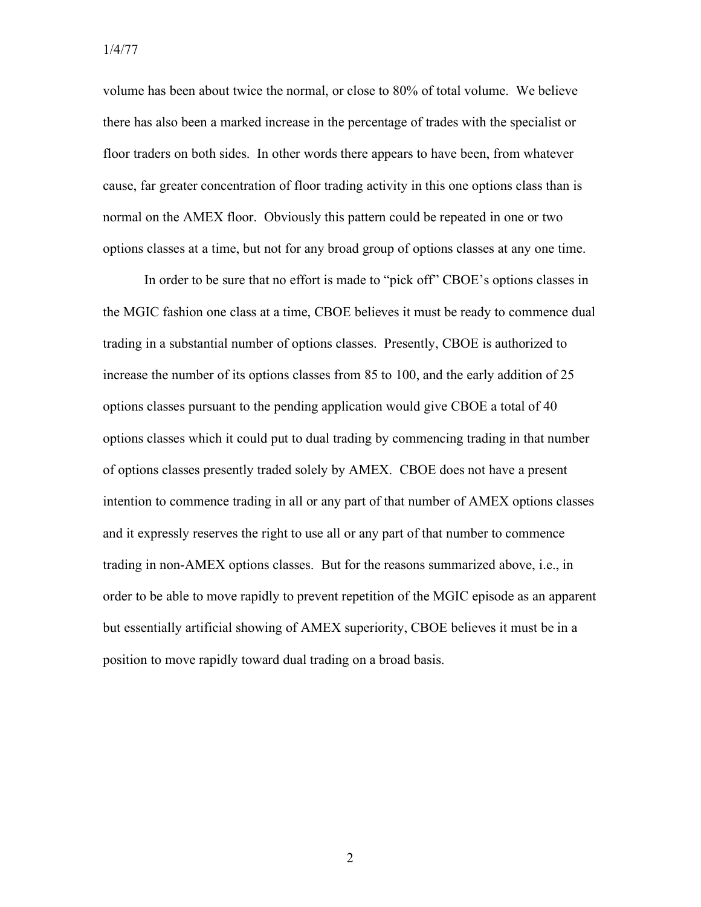volume has been about twice the normal, or close to 80% of total volume. We believe there has also been a marked increase in the percentage of trades with the specialist or floor traders on both sides. In other words there appears to have been, from whatever cause, far greater concentration of floor trading activity in this one options class than is normal on the AMEX floor. Obviously this pattern could be repeated in one or two options classes at a time, but not for any broad group of options classes at any one time.

In order to be sure that no effort is made to "pick off" CBOE's options classes in the MGIC fashion one class at a time, CBOE believes it must be ready to commence dual trading in a substantial number of options classes. Presently, CBOE is authorized to increase the number of its options classes from 85 to 100, and the early addition of 25 options classes pursuant to the pending application would give CBOE a total of 40 options classes which it could put to dual trading by commencing trading in that number of options classes presently traded solely by AMEX. CBOE does not have a present intention to commence trading in all or any part of that number of AMEX options classes and it expressly reserves the right to use all or any part of that number to commence trading in non-AMEX options classes. But for the reasons summarized above, i.e., in order to be able to move rapidly to prevent repetition of the MGIC episode as an apparent but essentially artificial showing of AMEX superiority, CBOE believes it must be in a position to move rapidly toward dual trading on a broad basis.